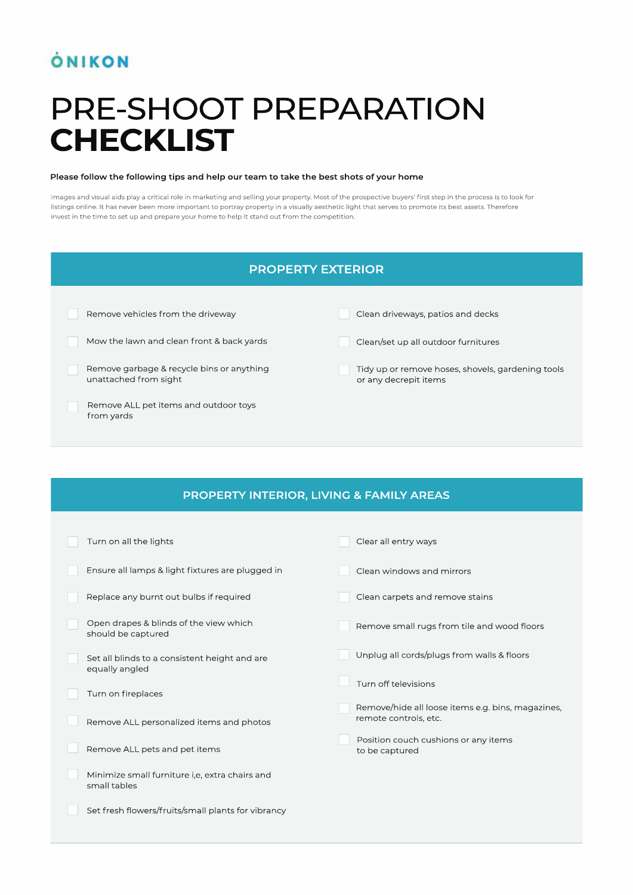ONIKON

# PRE-SHOOT PREPARATION **CHECKLIST**

**Please follow the following tips and help our team to take the best shots of your home**

Images and visual aids play a critical role in marketing and selling your property. Most of the prospective buyers' first step in the process is to look for listings online. It has never been more important to portray property in a visually aesthetic light that serves to promote its best assets. Therefore invest in the time to set up and prepare your home to help it stand out from the competition.

## PROPERTY EXTERIOR

- [ ] Remove vehicles from the driveway
- [ ] Mow the lawn and clean front & back yards
- [ ] Remove garbage & recycle bins or anything unattached from sight
- [ ] Remove ALL pet items and outdoor toys from yards
- [ ] Clean driveways, patios and decks
- [ ] Clean/set up all outdoor furnitures
- [ ] Tidy up or remove hoses, shovels, gardening tools or any decrepit items

## PROPERTY INTERIOR, LIVING & FAMILY AREAS

- [ ] Turn on all the lights
- [ ] Ensure all lamps & light fixtures are plugged in
- [ ] Replace any burnt out bulbs if required
- [ ] Open drapes & blinds of the view which should be captured
- [ ] Set all blinds to a consistent height and are equally angled
- [ ] Turn on fireplaces
- [ ] Remove ALL personalized items and photos
- [ ] Remove ALL pets and pet items
- [ ] Minimize small furniture i,e, extra chairs and small tables
- [ ] Set fresh flowers/fruits/small plants for vibrancy
- [ ] Clear all entry ways
- [ ] Clean windows and mirrors
- [ ] Clean carpets and remove stains
- [ ] Remove small rugs from tile and wood floors
- [ ] Unplug all cords/plugs from walls & floors
- [ ] Turn off televisions
- [ ] Remove/hide all loose items e.g. bins, magazines, remote controls, etc.
- [ ] Position couch cushions or any items to be captured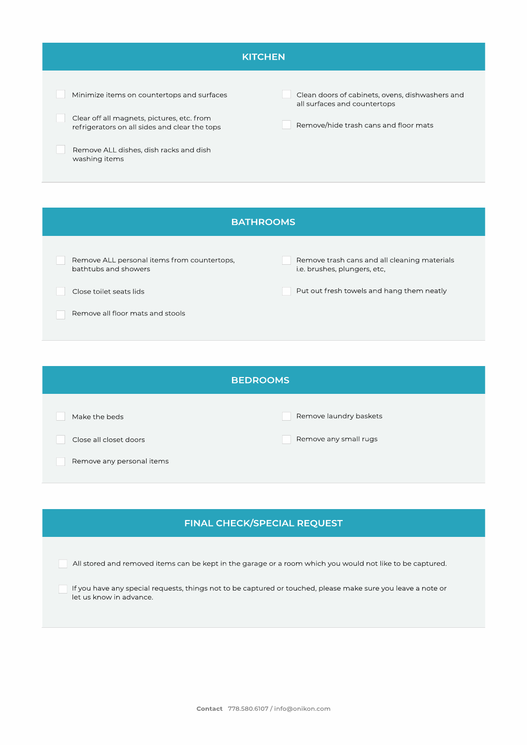## KITCHEN

- [ ] Minimize items on countertops and surfaces
- [ ] Clear off all magnets, pictures, etc. from refrigerators on all sides and clear the tops
- [ ] Remove ALL dishes, dish racks and dish washing items
- [ ] Clean doors of cabinets, ovens, dishwashers and all surfaces and countertops
- [ ] Remove/hide trash cans and floor mats

## BATHROOMS

- [ ] Remove ALL personal items from countertops, bathtubs and showers
- [ ] Close toilet seats lids
- [ ] Remove all floor mats and stools
- [ ] Remove trash cans and all cleaning materials i.e. brushes, plungers, etc,
- [ ] Put out fresh towels and hang them neatly

## BEDROOMS

- [ ] Make the beds
- [ ] Close all closet doors
- [ ] Remove any personal items
- [ ] Remove laundry baskets
- [ ] Remove any small rugs

## FINAL CHECK/SPECIAL REQUEST

- [ ] All stored and removed items can be kept in the garage or a room which you would not like to be captured.
- [ ] If you have any special requests, things not to be captured or touched, please make sure you leave a note or let us know in advance.

**Contact** 778.580.6107 / info@onikon.com